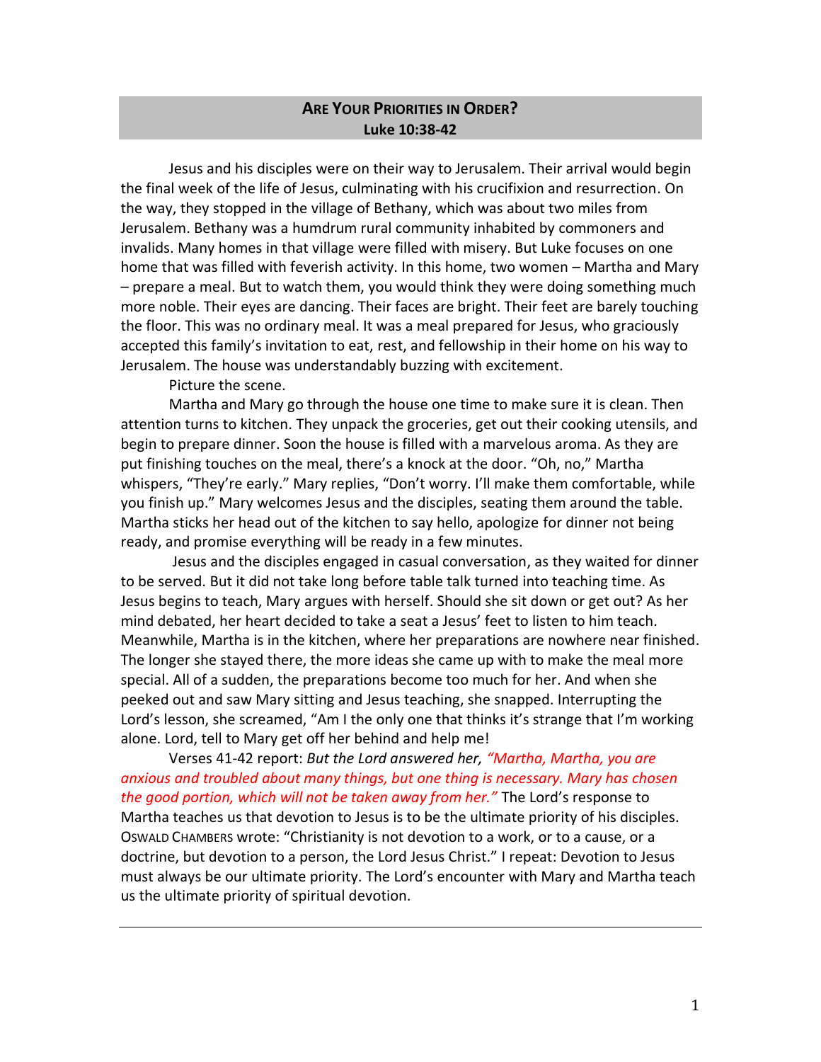## ARE YOUR PRIORITIES IN ORDER?
**Luke 10:38-42**

Jesus and his disciples were on their way to Jerusalem. Their arrival would begin the final week of the life of Jesus, culminating with his crucifixion and resurrection. On the way, they stopped in the village of Bethany, which was about two miles from Jerusalem. Bethany was a humdrum rural community inhabited by commoners and invalids. Many homes in that village were filled with misery. But Luke focuses on one home that was filled with feverish activity. In this home, two women – Martha and Mary – prepare a meal. But to watch them, you would think they were doing something much more noble. Their eyes are dancing. Their faces are bright. Their feet are barely touching the floor. This was no ordinary meal. It was a meal prepared for Jesus, who graciously accepted this family's invitation to eat, rest, and fellowship in their home on his way to Jerusalem. The house was understandably buzzing with excitement.

Picture the scene.

Martha and Mary go through the house one time to make sure it is clean. Then attention turns to kitchen. They unpack the groceries, get out their cooking utensils, and begin to prepare dinner. Soon the house is filled with a marvelous aroma. As they are put finishing touches on the meal, there's a knock at the door. "Oh, no," Martha whispers, "They're early." Mary replies, "Don't worry. I'll make them comfortable, while you finish up." Mary welcomes Jesus and the disciples, seating them around the table. Martha sticks her head out of the kitchen to say hello, apologize for dinner not being ready, and promise everything will be ready in a few minutes.

Jesus and the disciples engaged in casual conversation, as they waited for dinner to be served. But it did not take long before table talk turned into teaching time. As Jesus begins to teach, Mary argues with herself. Should she sit down or get out? As her mind debated, her heart decided to take a seat a Jesus' feet to listen to him teach. Meanwhile, Martha is in the kitchen, where her preparations are nowhere near finished. The longer she stayed there, the more ideas she came up with to make the meal more special. All of a sudden, the preparations become too much for her. And when she peeked out and saw Mary sitting and Jesus teaching, she snapped. Interrupting the Lord's lesson, she screamed, "Am I the only one that thinks it's strange that I'm working alone. Lord, tell to Mary get off her behind and help me!

Verses 41-42 report: *But the Lord answered her, "Martha, Martha, you are anxious and troubled about many things, but one thing is necessary. Mary has chosen the good portion, which will not be taken away from her."* The Lord's response to Martha teaches us that devotion to Jesus is to be the ultimate priority of his disciples. OSWALD CHAMBERS wrote: "Christianity is not devotion to a work, or to a cause, or a doctrine, but devotion to a person, the Lord Jesus Christ." I repeat: Devotion to Jesus must always be our ultimate priority. The Lord's encounter with Mary and Martha teach us the ultimate priority of spiritual devotion.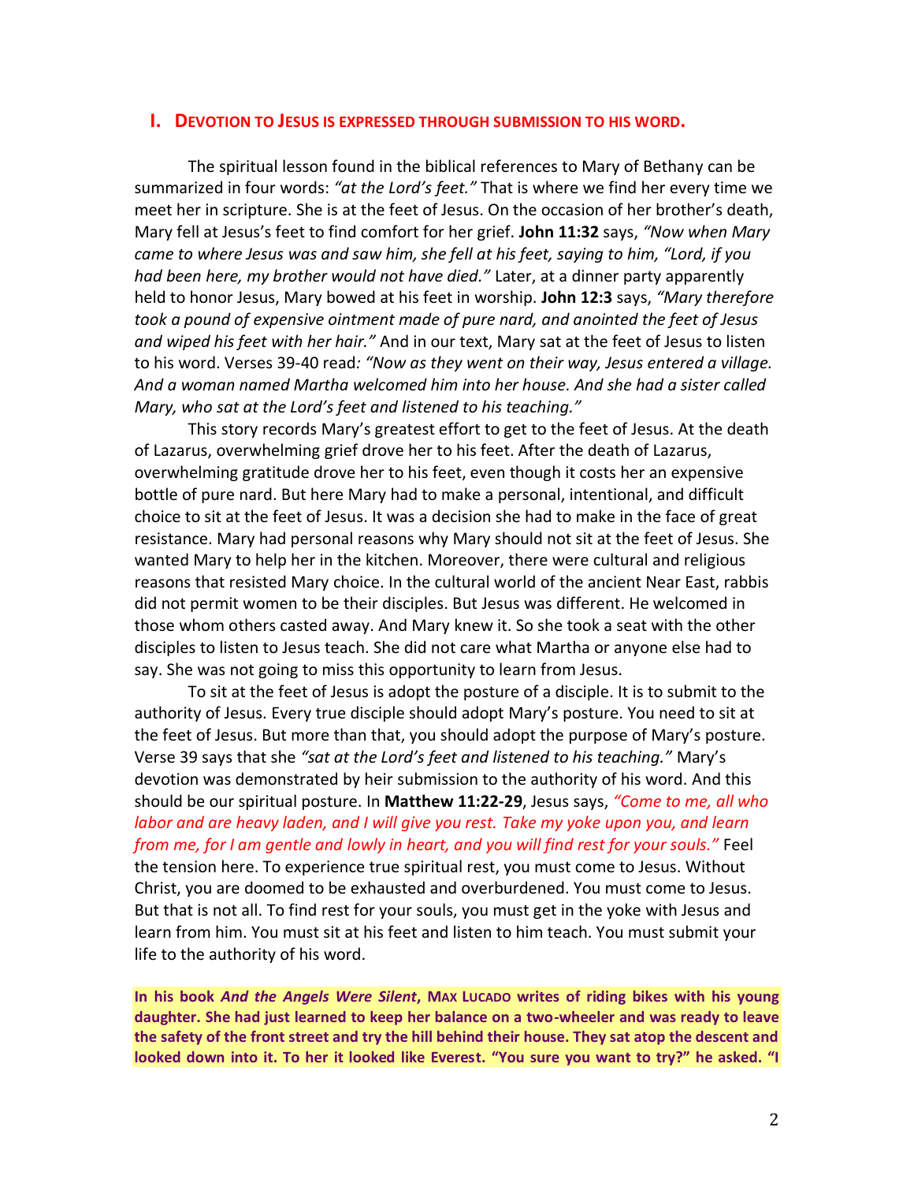## I. DEVOTION TO JESUS IS EXPRESSED THROUGH SUBMISSION TO HIS WORD.

The spiritual lesson found in the biblical references to Mary of Bethany can be summarized in four words: *"at the Lord's feet."* That is where we find her every time we meet her in scripture. She is at the feet of Jesus. On the occasion of her brother's death, Mary fell at Jesus's feet to find comfort for her grief. **John 11:32** says, *"Now when Mary came to where Jesus was and saw him, she fell at his feet, saying to him, "Lord, if you had been here, my brother would not have died."* Later, at a dinner party apparently held to honor Jesus, Mary bowed at his feet in worship. **John 12:3** says, *"Mary therefore took a pound of expensive ointment made of pure nard, and anointed the feet of Jesus and wiped his feet with her hair."* And in our text, Mary sat at the feet of Jesus to listen to his word. Verses 39-40 read*: "Now as they went on their way, Jesus entered a village. And a woman named Martha welcomed him into her house. And she had a sister called Mary, who sat at the Lord's feet and listened to his teaching."*

This story records Mary's greatest effort to get to the feet of Jesus. At the death of Lazarus, overwhelming grief drove her to his feet. After the death of Lazarus, overwhelming gratitude drove her to his feet, even though it costs her an expensive bottle of pure nard. But here Mary had to make a personal, intentional, and difficult choice to sit at the feet of Jesus. It was a decision she had to make in the face of great resistance. Mary had personal reasons why Mary should not sit at the feet of Jesus. She wanted Mary to help her in the kitchen. Moreover, there were cultural and religious reasons that resisted Mary choice. In the cultural world of the ancient Near East, rabbis did not permit women to be their disciples. But Jesus was different. He welcomed in those whom others casted away. And Mary knew it. So she took a seat with the other disciples to listen to Jesus teach. She did not care what Martha or anyone else had to say. She was not going to miss this opportunity to learn from Jesus.

To sit at the feet of Jesus is adopt the posture of a disciple. It is to submit to the authority of Jesus. Every true disciple should adopt Mary's posture. You need to sit at the feet of Jesus. But more than that, you should adopt the purpose of Mary's posture. Verse 39 says that she *"sat at the Lord's feet and listened to his teaching."* Mary's devotion was demonstrated by heir submission to the authority of his word. And this should be our spiritual posture. In **Matthew 11:22-29**, Jesus says, *"Come to me, all who labor and are heavy laden, and I will give you rest. Take my yoke upon you, and learn from me, for I am gentle and lowly in heart, and you will find rest for your souls."* Feel the tension here. To experience true spiritual rest, you must come to Jesus. Without Christ, you are doomed to be exhausted and overburdened. You must come to Jesus. But that is not all. To find rest for your souls, you must get in the yoke with Jesus and learn from him. You must sit at his feet and listen to him teach. You must submit your life to the authority of his word.

**In his book *And the Angels Were Silent*, MAX LUCADO writes of riding bikes with his young daughter. She had just learned to keep her balance on a two-wheeler and was ready to leave the safety of the front street and try the hill behind their house. They sat atop the descent and looked down into it. To her it looked like Everest. "You sure you want to try?" he asked. "I**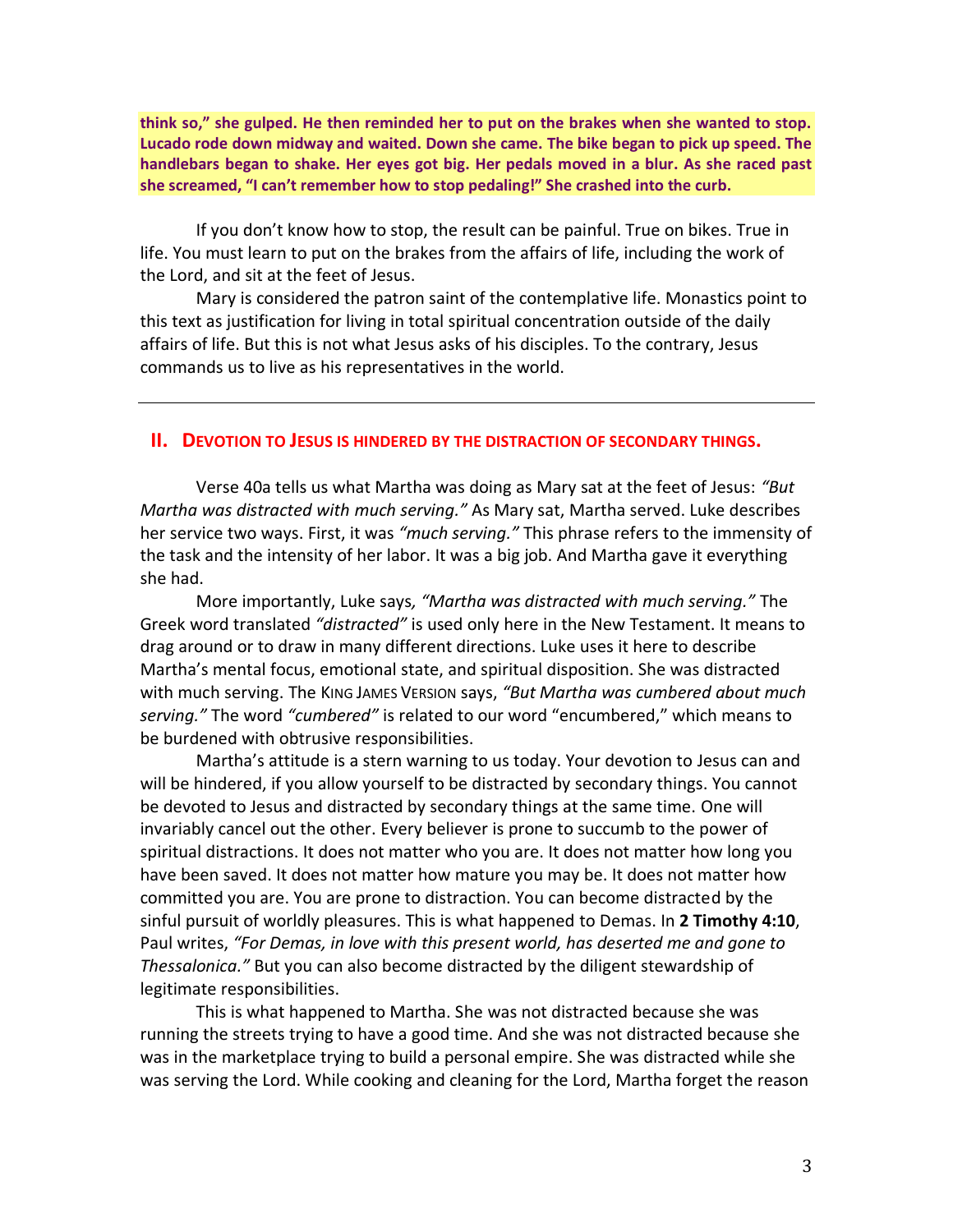**think so," she gulped. He then reminded her to put on the brakes when she wanted to stop. Lucado rode down midway and waited. Down she came. The bike began to pick up speed. The handlebars began to shake. Her eyes got big. Her pedals moved in a blur. As she raced past she screamed, "I can't remember how to stop pedaling!" She crashed into the curb.**

If you don't know how to stop, the result can be painful. True on bikes. True in life. You must learn to put on the brakes from the affairs of life, including the work of the Lord, and sit at the feet of Jesus.

Mary is considered the patron saint of the contemplative life. Monastics point to this text as justification for living in total spiritual concentration outside of the daily affairs of life. But this is not what Jesus asks of his disciples. To the contrary, Jesus commands us to live as his representatives in the world.

---

## II. Devotion to Jesus is hindered by the distraction of secondary things.

Verse 40a tells us what Martha was doing as Mary sat at the feet of Jesus: *"But Martha was distracted with much serving."* As Mary sat, Martha served. Luke describes her service two ways. First, it was *"much serving."* This phrase refers to the immensity of the task and the intensity of her labor. It was a big job. And Martha gave it everything she had.

More importantly, Luke says*, "Martha was distracted with much serving."* The Greek word translated *"distracted"* is used only here in the New Testament. It means to drag around or to draw in many different directions. Luke uses it here to describe Martha's mental focus, emotional state, and spiritual disposition. She was distracted with much serving. The King James Version says, *"But Martha was cumbered about much serving."* The word *"cumbered"* is related to our word "encumbered," which means to be burdened with obtrusive responsibilities.

Martha's attitude is a stern warning to us today. Your devotion to Jesus can and will be hindered, if you allow yourself to be distracted by secondary things. You cannot be devoted to Jesus and distracted by secondary things at the same time. One will invariably cancel out the other. Every believer is prone to succumb to the power of spiritual distractions. It does not matter who you are. It does not matter how long you have been saved. It does not matter how mature you may be. It does not matter how committed you are. You are prone to distraction. You can become distracted by the sinful pursuit of worldly pleasures. This is what happened to Demas. In **2 Timothy 4:10**, Paul writes, *"For Demas, in love with this present world, has deserted me and gone to Thessalonica."* But you can also become distracted by the diligent stewardship of legitimate responsibilities.

This is what happened to Martha. She was not distracted because she was running the streets trying to have a good time. And she was not distracted because she was in the marketplace trying to build a personal empire. She was distracted while she was serving the Lord. While cooking and cleaning for the Lord, Martha forget the reason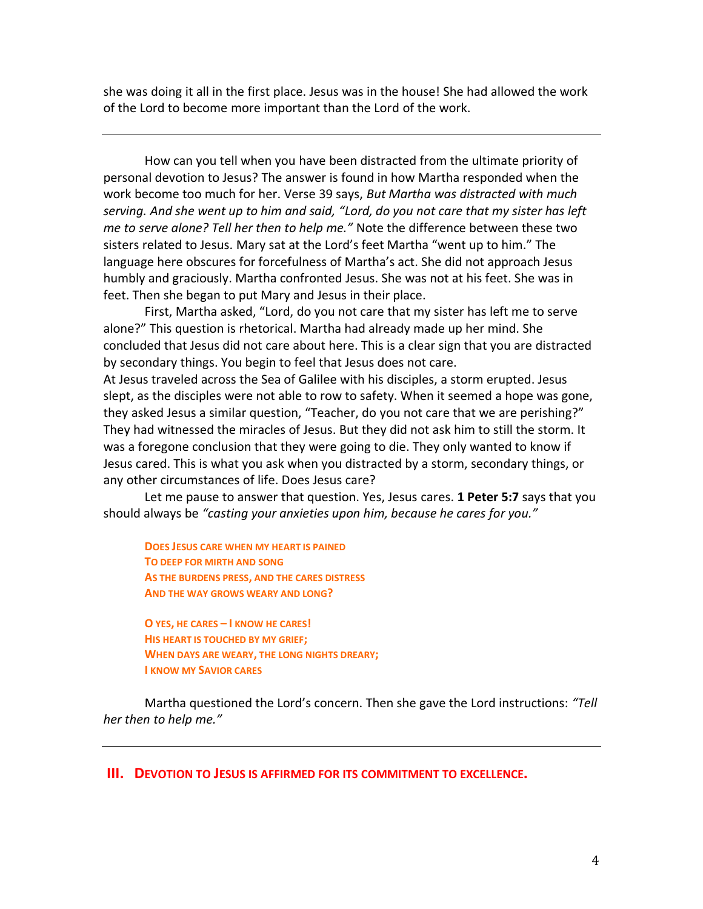she was doing it all in the first place. Jesus was in the house! She had allowed the work of the Lord to become more important than the Lord of the work.

---

How can you tell when you have been distracted from the ultimate priority of personal devotion to Jesus? The answer is found in how Martha responded when the work become too much for her. Verse 39 says, *But Martha was distracted with much serving. And she went up to him and said, "Lord, do you not care that my sister has left me to serve alone? Tell her then to help me."* Note the difference between these two sisters related to Jesus. Mary sat at the Lord's feet Martha "went up to him." The language here obscures for forcefulness of Martha's act. She did not approach Jesus humbly and graciously. Martha confronted Jesus. She was not at his feet. She was in feet. Then she began to put Mary and Jesus in their place.

First, Martha asked, "Lord, do you not care that my sister has left me to serve alone?" This question is rhetorical. Martha had already made up her mind. She concluded that Jesus did not care about here. This is a clear sign that you are distracted by secondary things. You begin to feel that Jesus does not care.
At Jesus traveled across the Sea of Galilee with his disciples, a storm erupted. Jesus slept, as the disciples were not able to row to safety. When it seemed a hope was gone, they asked Jesus a similar question, "Teacher, do you not care that we are perishing?" They had witnessed the miracles of Jesus. But they did not ask him to still the storm. It was a foregone conclusion that they were going to die. They only wanted to know if Jesus cared. This is what you ask when you distracted by a storm, secondary things, or any other circumstances of life. Does Jesus care?

Let me pause to answer that question. Yes, Jesus cares. **1 Peter 5:7** says that you should always be *"casting your anxieties upon him, because he cares for you."*

> **DOES JESUS CARE WHEN MY HEART IS PAINED**
> **TO DEEP FOR MIRTH AND SONG**
> **AS THE BURDENS PRESS, AND THE CARES DISTRESS**
> **AND THE WAY GROWS WEARY AND LONG?**
>
> **O YES, HE CARES – I KNOW HE CARES!**
> **HIS HEART IS TOUCHED BY MY GRIEF;**
> **WHEN DAYS ARE WEARY, THE LONG NIGHTS DREARY;**
> **I KNOW MY SAVIOR CARES**

Martha questioned the Lord's concern. Then she gave the Lord instructions: *"Tell her then to help me."*

---

## III. DEVOTION TO JESUS IS AFFIRMED FOR ITS COMMITMENT TO EXCELLENCE.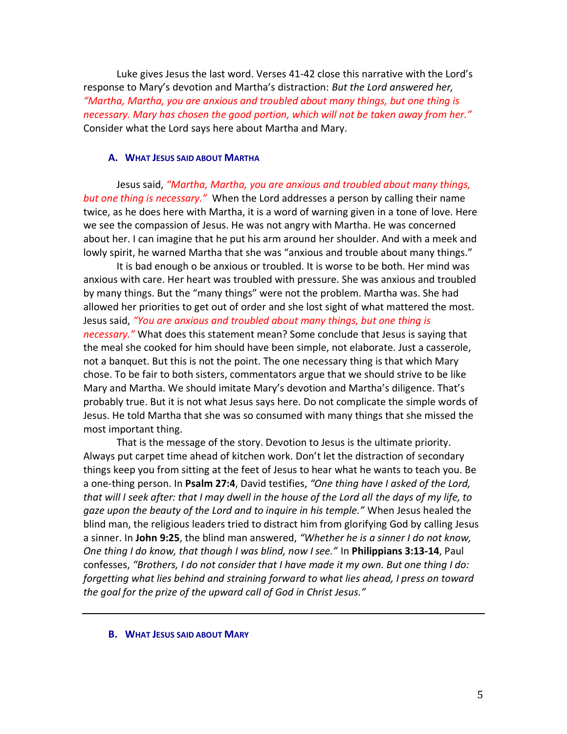Luke gives Jesus the last word. Verses 41-42 close this narrative with the Lord's response to Mary's devotion and Martha's distraction: *But the Lord answered her, "Martha, Martha, you are anxious and troubled about many things, but one thing is necessary. Mary has chosen the good portion, which will not be taken away from her."* Consider what the Lord says here about Martha and Mary.

### A. WHAT JESUS SAID ABOUT MARTHA

Jesus said, *"Martha, Martha, you are anxious and troubled about many things, but one thing is necessary."* When the Lord addresses a person by calling their name twice, as he does here with Martha, it is a word of warning given in a tone of love. Here we see the compassion of Jesus. He was not angry with Martha. He was concerned about her. I can imagine that he put his arm around her shoulder. And with a meek and lowly spirit, he warned Martha that she was "anxious and trouble about many things."

It is bad enough o be anxious or troubled. It is worse to be both. Her mind was anxious with care. Her heart was troubled with pressure. She was anxious and troubled by many things. But the "many things" were not the problem. Martha was. She had allowed her priorities to get out of order and she lost sight of what mattered the most. Jesus said, *"You are anxious and troubled about many things, but one thing is necessary."* What does this statement mean? Some conclude that Jesus is saying that the meal she cooked for him should have been simple, not elaborate. Just a casserole, not a banquet. But this is not the point. The one necessary thing is that which Mary chose. To be fair to both sisters, commentators argue that we should strive to be like Mary and Martha. We should imitate Mary's devotion and Martha's diligence. That's probably true. But it is not what Jesus says here. Do not complicate the simple words of Jesus. He told Martha that she was so consumed with many things that she missed the most important thing.

That is the message of the story. Devotion to Jesus is the ultimate priority. Always put carpet time ahead of kitchen work. Don't let the distraction of secondary things keep you from sitting at the feet of Jesus to hear what he wants to teach you. Be a one-thing person. In **Psalm 27:4**, David testifies, *"One thing have I asked of the Lord, that will I seek after: that I may dwell in the house of the Lord all the days of my life, to gaze upon the beauty of the Lord and to inquire in his temple."* When Jesus healed the blind man, the religious leaders tried to distract him from glorifying God by calling Jesus a sinner. In **John 9:25**, the blind man answered, *"Whether he is a sinner I do not know, One thing I do know, that though I was blind, now I see."* In **Philippians 3:13-14**, Paul confesses, *"Brothers, I do not consider that I have made it my own. But one thing I do: forgetting what lies behind and straining forward to what lies ahead, I press on toward the goal for the prize of the upward call of God in Christ Jesus."*

---

### B. WHAT JESUS SAID ABOUT MARY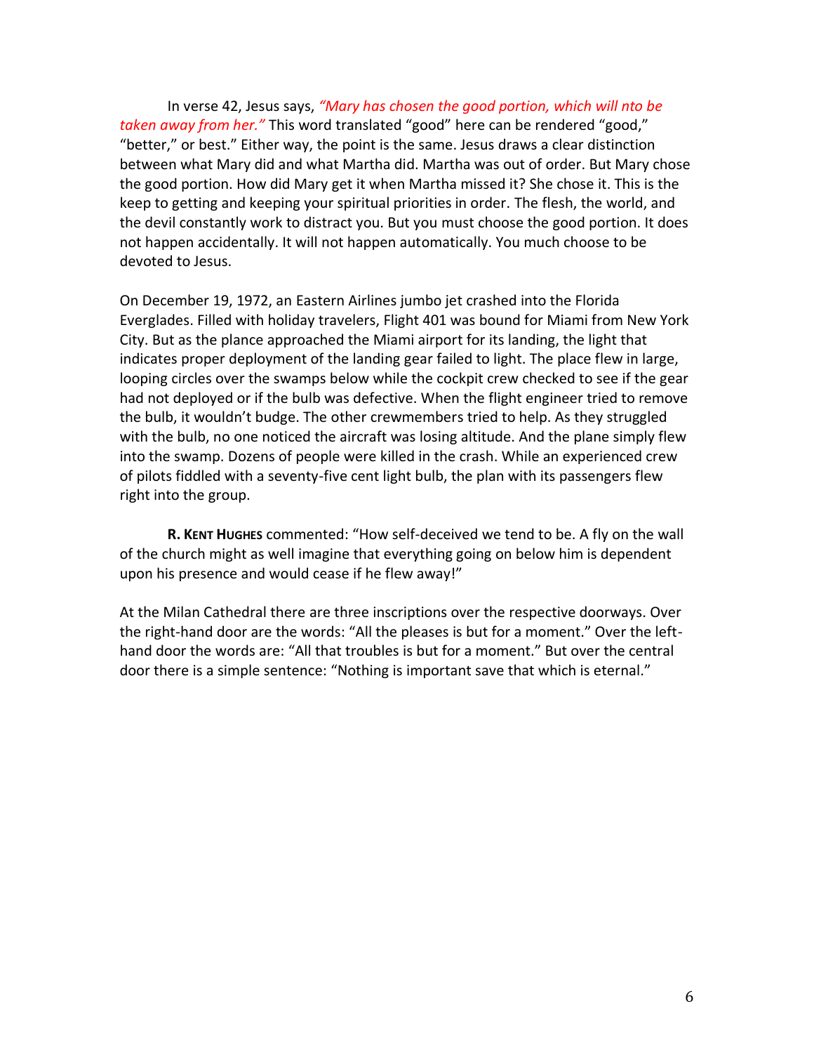In verse 42, Jesus says, *"Mary has chosen the good portion, which will nto be taken away from her."* This word translated "good" here can be rendered "good," "better," or best." Either way, the point is the same. Jesus draws a clear distinction between what Mary did and what Martha did. Martha was out of order. But Mary chose the good portion. How did Mary get it when Martha missed it? She chose it. This is the keep to getting and keeping your spiritual priorities in order. The flesh, the world, and the devil constantly work to distract you. But you must choose the good portion. It does not happen accidentally. It will not happen automatically. You much choose to be devoted to Jesus.

On December 19, 1972, an Eastern Airlines jumbo jet crashed into the Florida Everglades. Filled with holiday travelers, Flight 401 was bound for Miami from New York City. But as the plance approached the Miami airport for its landing, the light that indicates proper deployment of the landing gear failed to light. The place flew in large, looping circles over the swamps below while the cockpit crew checked to see if the gear had not deployed or if the bulb was defective. When the flight engineer tried to remove the bulb, it wouldn't budge. The other crewmembers tried to help. As they struggled with the bulb, no one noticed the aircraft was losing altitude. And the plane simply flew into the swamp. Dozens of people were killed in the crash. While an experienced crew of pilots fiddled with a seventy-five cent light bulb, the plan with its passengers flew right into the group.

**R. Kent Hughes** commented: "How self-deceived we tend to be. A fly on the wall of the church might as well imagine that everything going on below him is dependent upon his presence and would cease if he flew away!"

At the Milan Cathedral there are three inscriptions over the respective doorways. Over the right-hand door are the words: "All the pleases is but for a moment." Over the left-hand door the words are: "All that troubles is but for a moment." But over the central door there is a simple sentence: "Nothing is important save that which is eternal."